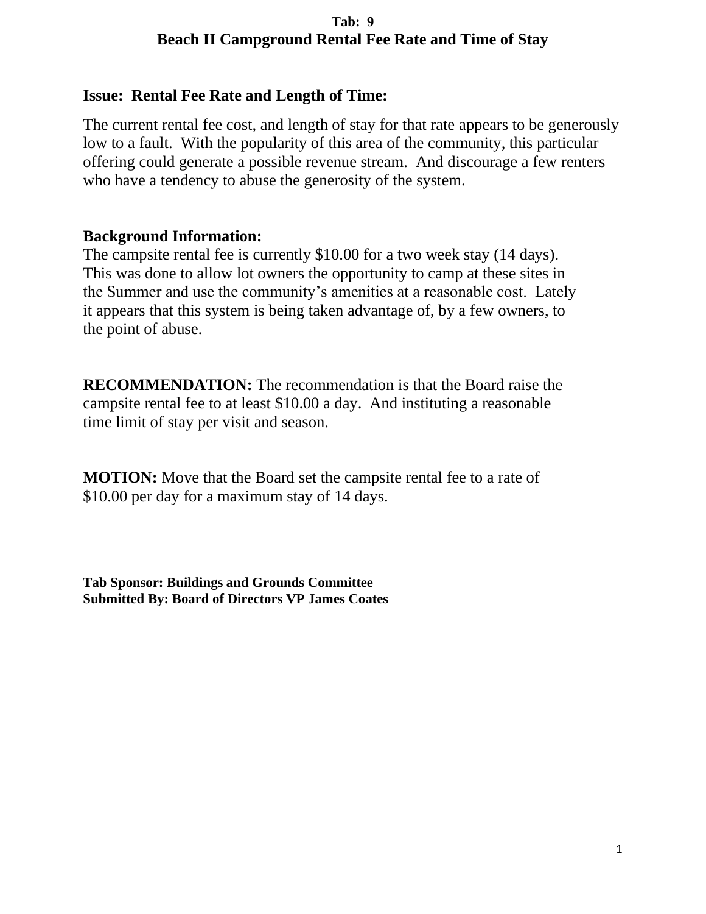**Tab: 9**

# Beach II Campground Rental Fee Rate and Time of Stay

## Issue: Rental Fee Rate and Length of Time:

The current rental fee cost, and length of stay for that rate appears to be generously low to a fault. With the popularity of this area of the community, this particular offering could generate a possible revenue stream. And discourage a few renters who have a tendency to abuse the generosity of the system.

## Background Information:

The campsite rental fee is currently $10.00 for a two week stay (14 days). This was done to allow lot owners the opportunity to camp at these sites in the Summer and use the community's amenities at a reasonable cost. Lately it appears that this system is being taken advantage of, by a few owners, to the point of abuse.

**RECOMMENDATION:** The recommendation is that the Board raise the campsite rental fee to at least $10.00 a day. And instituting a reasonable time limit of stay per visit and season.

**MOTION:** Move that the Board set the campsite rental fee to a rate of $10.00 per day for a maximum stay of 14 days.

**Tab Sponsor: Buildings and Grounds Committee**
**Submitted By: Board of Directors VP James Coates**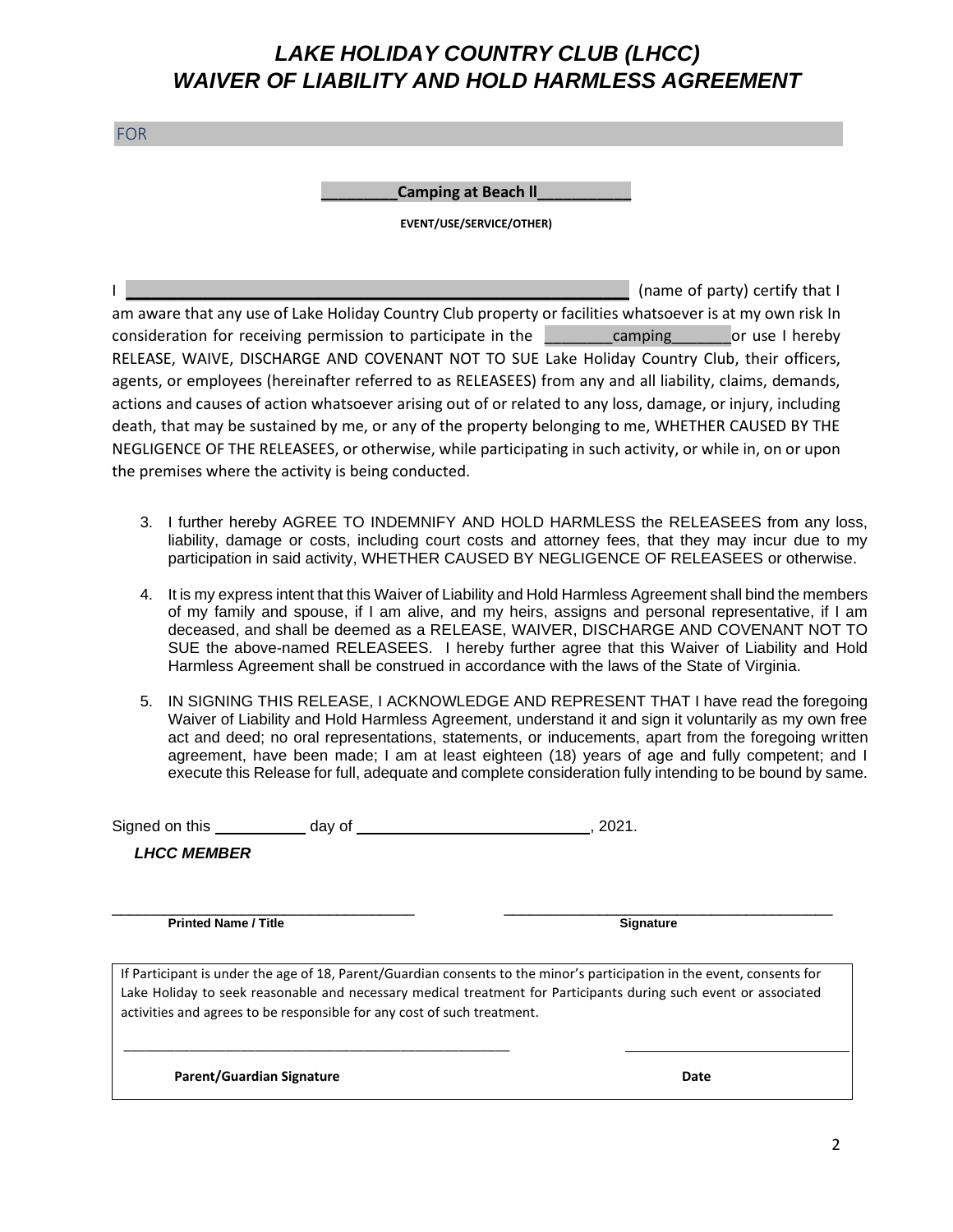# *LAKE HOLIDAY COUNTRY CLUB (LHCC)*
# *WAIVER OF LIABILITY AND HOLD HARMLESS AGREEMENT*

FOR

**_________Camping at Beach ll___________**

**EVENT/USE/SERVICE/OTHER)**

I ____________________________________________________ (name of party) certify that I am aware that any use of Lake Holiday Country Club property or facilities whatsoever is at my own risk In consideration for receiving permission to participate in the ________camping_______or use I hereby RELEASE, WAIVE, DISCHARGE AND COVENANT NOT TO SUE Lake Holiday Country Club, their officers, agents, or employees (hereinafter referred to as RELEASEES) from any and all liability, claims, demands, actions and causes of action whatsoever arising out of or related to any loss, damage, or injury, including death, that may be sustained by me, or any of the property belonging to me, WHETHER CAUSED BY THE NEGLIGENCE OF THE RELEASEES, or otherwise, while participating in such activity, or while in, on or upon the premises where the activity is being conducted.

3. I further hereby AGREE TO INDEMNIFY AND HOLD HARMLESS the RELEASEES from any loss, liability, damage or costs, including court costs and attorney fees, that they may incur due to my participation in said activity, WHETHER CAUSED BY NEGLIGENCE OF RELEASEES or otherwise.

4. It is my express intent that this Waiver of Liability and Hold Harmless Agreement shall bind the members of my family and spouse, if I am alive, and my heirs, assigns and personal representative, if I am deceased, and shall be deemed as a RELEASE, WAIVER, DISCHARGE AND COVENANT NOT TO SUE the above-named RELEASEES. I hereby further agree that this Waiver of Liability and Hold Harmless Agreement shall be construed in accordance with the laws of the State of Virginia.

5. IN SIGNING THIS RELEASE, I ACKNOWLEDGE AND REPRESENT THAT I have read the foregoing Waiver of Liability and Hold Harmless Agreement, understand it and sign it voluntarily as my own free act and deed; no oral representations, statements, or inducements, apart from the foregoing written agreement, have been made; I am at least eighteen (18) years of age and fully competent; and I execute this Release for full, adequate and complete consideration fully intending to be bound by same.

Signed on this __________ day of __________________________, 2021.

***LHCC MEMBER***

_________________________________ _________________________________

**Printed Name / Title** **Signature**

If Participant is under the age of 18, Parent/Guardian consents to the minor's participation in the event, consents for Lake Holiday to seek reasonable and necessary medical treatment for Participants during such event or associated activities and agrees to be responsible for any cost of such treatment.

_________________________________ _________________________________

**Parent/Guardian Signature** **Date**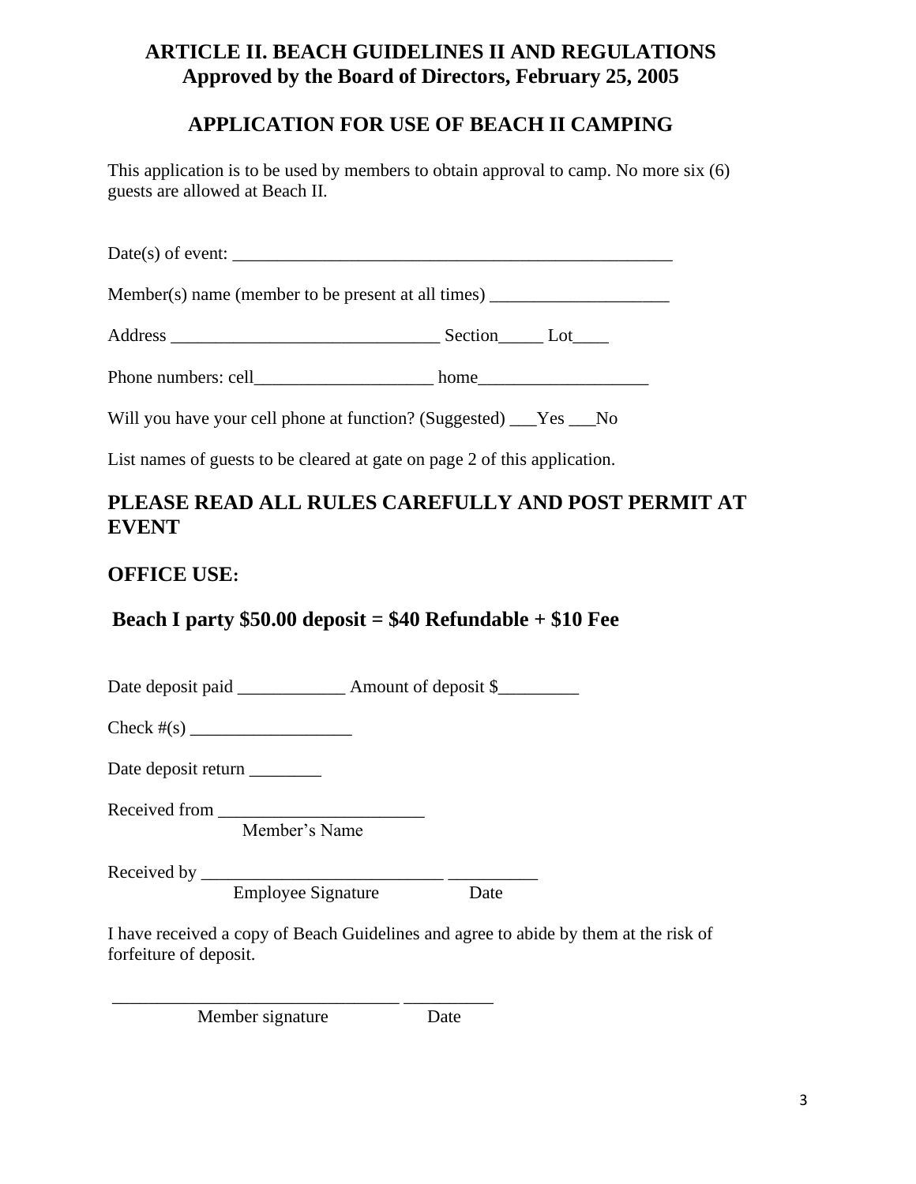# ARTICLE II. BEACH GUIDELINES II AND REGULATIONS
## Approved by the Board of Directors, February 25, 2005

## APPLICATION FOR USE OF BEACH II CAMPING

This application is to be used by members to obtain approval to camp. No more six (6) guests are allowed at Beach II.

Date(s) of event: __________________________________________________

Member(s) name (member to be present at all times) ____________________

Address ______________________________ Section_____ Lot____

Phone numbers: cell____________________ home___________________

Will you have your cell phone at function? (Suggested) ___Yes ___No

List names of guests to be cleared at gate on page 2 of this application.

## PLEASE READ ALL RULES CAREFULLY AND POST PERMIT AT EVENT

## OFFICE USE:

### Beach I party $50.00 deposit = $40 Refundable + $10 Fee

Date deposit paid ____________ Amount of deposit $_________

Check #(s) __________________

Date deposit return ________

Received from _______________________
Member's Name

Received by ___________________________ __________
Employee Signature Date

I have received a copy of Beach Guidelines and agree to abide by them at the risk of forfeiture of deposit.

_______________________________ __________
Member signature Date